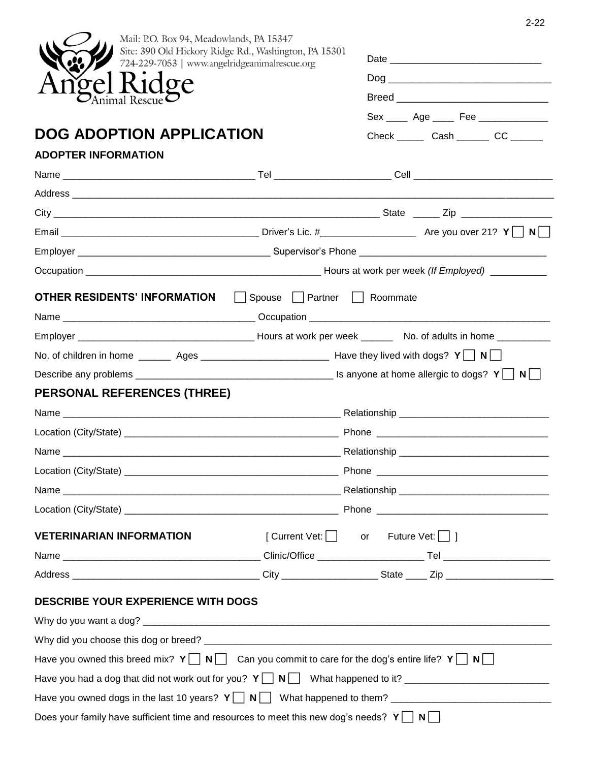Mail: P.O. Box 94, Meadowlands, PA 15347
Site: 390 Old Hickory Ridge Rd., Washington, PA 15301
724-229-7053 | www.angelridgeanimalrescue.org

Angel Ridge Animal Rescue

Date ___________________________

Dog ____________________________

Breed __________________________

Sex ____ Age ____ Fee ____________

Check _____ Cash ______ CC ______

# DOG ADOPTION APPLICATION

### ADOPTER INFORMATION

Name ___________________________________ Tel _____________________ Cell _________________________

Address _______________________________________________________________________________________

City _____________________________________________________________ State _____ Zip ________________

Email ____________________________________ Driver's Lic. #_________________ Are you over 21? **Y** ☐ **N** ☐

Employer ___________________________________ Supervisor's Phone __________________________________

Occupation ____________________________________________ Hours at work per week *(If Employed)* __________

### OTHER RESIDENTS' INFORMATION ☐ Spouse ☐ Partner ☐ Roommate

Name ___________________________________ Occupation ____________________________________________

Employer ________________________________ Hours at work per week ______ No. of adults in home __________

No. of children in home ______ Ages ________________________ Have they lived with dogs? **Y** ☐ **N** ☐

Describe any problems ____________________________________ Is anyone at home allergic to dogs? **Y** ☐ **N** ☐

## PERSONAL REFERENCES (THREE)

Name _____________________________________________________ Relationship ___________________________

Location (City/State) ________________________________________ Phone _______________________________

Name _____________________________________________________ Relationship ___________________________

Location (City/State) ________________________________________ Phone _______________________________

Name _____________________________________________________ Relationship ___________________________

Location (City/State) ________________________________________ Phone _______________________________

### VETERINARIAN INFORMATION [ Current Vet: ☐ or Future Vet: ☐ ]

Name ___________________________________ Clinic/Office ____________________ Tel ___________________

Address __________________________________ City _________________ State ____ Zip ____________________

### DESCRIBE YOUR EXPERIENCE WITH DOGS

Why do you want a dog? _________________________________________________________________________

Why did you choose this dog or breed? ______________________________________________________________

Have you owned this breed mix? **Y** ☐ **N** ☐ Can you commit to care for the dog's entire life? **Y** ☐ **N** ☐

Have you had a dog that did not work out for you? **Y** ☐ **N** ☐ What happened to it? __________________________

Have you owned dogs in the last 10 years? **Y** ☐ **N** ☐ What happened to them? _____________________________

Does your family have sufficient time and resources to meet this new dog's needs? **Y** ☐ **N** ☐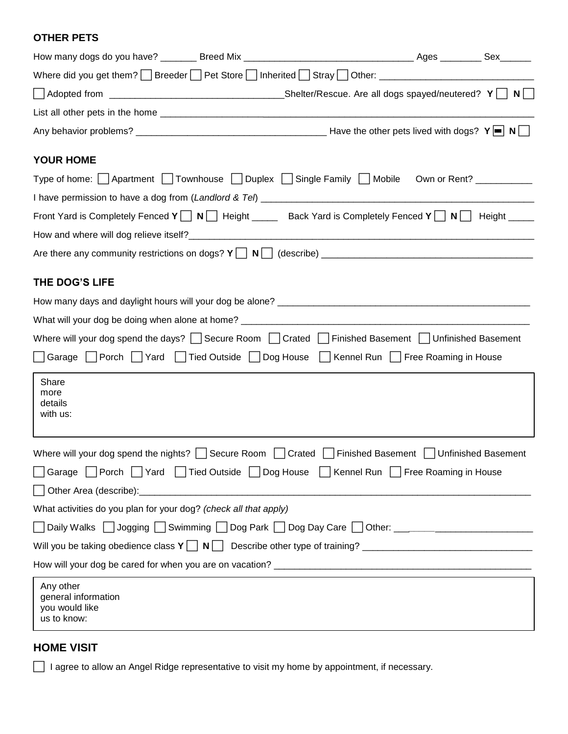## OTHER PETS

How many dogs do you have? _______ Breed Mix _________________________________ Ages ________ Sex______

Where did you get them? ☐ Breeder ☐ Pet Store ☐ Inherited ☐ Stray ☐ Other: _____________________________

☐ Adopted from _________________________________Shelter/Rescue. Are all dogs spayed/neutered? **Y** ☐ **N** ☐

List all other pets in the home ___________________________________________________________________________

Any behavior problems? _____________________________________ Have the other pets lived with dogs? **Y** ☒ **N** ☐

## YOUR HOME

Type of home: ☐ Apartment ☐ Townhouse ☐ Duplex ☐ Single Family ☐ Mobile Own or Rent? ___________

I have permission to have a dog from (*Landlord & Tel*) _____________________________________________________

Front Yard is Completely Fenced **Y** ☐ **N** ☐ Height _____ Back Yard is Completely Fenced **Y** ☐ **N** ☐ Height _____

How and where will dog relieve itself?___________________________________________________________________

Are there any community restrictions on dogs? **Y** ☐ **N** ☐ (describe) _________________________________________

## THE DOG'S LIFE

How many days and daylight hours will your dog be alone? _________________________________________________

What will your dog be doing when alone at home? _________________________________________________________

Where will your dog spend the days? ☐ Secure Room ☐ Crated ☐ Finished Basement ☐ Unfinished Basement

☐ Garage ☐ Porch ☐ Yard ☐ Tied Outside ☐ Dog House ☐ Kennel Run ☐ Free Roaming in House

Share more details with us:

Where will your dog spend the nights? ☐ Secure Room ☐ Crated ☐ Finished Basement ☐ Unfinished Basement

☐ Garage ☐ Porch ☐ Yard ☐ Tied Outside ☐ Dog House ☐ Kennel Run ☐ Free Roaming in House

☐ Other Area (describe):_____________________________________________________________________________

What activities do you plan for your dog? *(check all that apply)*

☐ Daily Walks ☐ Jogging ☐ Swimming ☐ Dog Park ☐ Dog Day Care ☐ Other: ___________________________

Will you be taking obedience class **Y** ☐ **N** ☐ Describe other type of training? _________________________________

How will your dog be cared for when you are on vacation? __________________________________________________

Any other general information you would like us to know:

## HOME VISIT

☐ I agree to allow an Angel Ridge representative to visit my home by appointment, if necessary.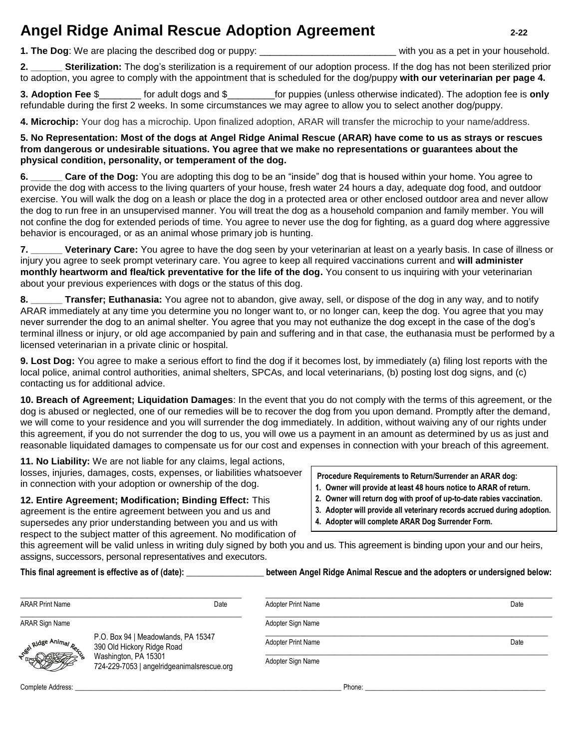# Angel Ridge Animal Rescue Adoption Agreement

2-22

**1. The Dog**: We are placing the described dog or puppy: _________________________ with you as a pet in your household.

**2. ______ Sterilization:** The dog's sterilization is a requirement of our adoption process. If the dog has not been sterilized prior to adoption, you agree to comply with the appointment that is scheduled for the dog/puppy **with our veterinarian per page 4.**

**3. Adoption Fee** $________ for adult dogs and $________for puppies (unless otherwise indicated). The adoption fee is **only** refundable during the first 2 weeks. In some circumstances we may agree to allow you to select another dog/puppy.

**4. Microchip:** Your dog has a microchip. Upon finalized adoption, ARAR will transfer the microchip to your name/address.

**5. No Representation: Most of the dogs at Angel Ridge Animal Rescue (ARAR) have come to us as strays or rescues from dangerous or undesirable situations. You agree that we make no representations or guarantees about the physical condition, personality, or temperament of the dog.**

**6. ______ Care of the Dog:** You are adopting this dog to be an "inside" dog that is housed within your home. You agree to provide the dog with access to the living quarters of your house, fresh water 24 hours a day, adequate dog food, and outdoor exercise. You will walk the dog on a leash or place the dog in a protected area or other enclosed outdoor area and never allow the dog to run free in an unsupervised manner. You will treat the dog as a household companion and family member. You will not confine the dog for extended periods of time. You agree to never use the dog for fighting, as a guard dog where aggressive behavior is encouraged, or as an animal whose primary job is hunting.

**7. ______ Veterinary Care:** You agree to have the dog seen by your veterinarian at least on a yearly basis. In case of illness or injury you agree to seek prompt veterinary care. You agree to keep all required vaccinations current and **will administer monthly heartworm and flea/tick preventative for the life of the dog.** You consent to us inquiring with your veterinarian about your previous experiences with dogs or the status of this dog.

**8. ______ Transfer; Euthanasia:** You agree not to abandon, give away, sell, or dispose of the dog in any way, and to notify ARAR immediately at any time you determine you no longer want to, or no longer can, keep the dog. You agree that you may never surrender the dog to an animal shelter. You agree that you may not euthanize the dog except in the case of the dog's terminal illness or injury, or old age accompanied by pain and suffering and in that case, the euthanasia must be performed by a licensed veterinarian in a private clinic or hospital.

**9. Lost Dog:** You agree to make a serious effort to find the dog if it becomes lost, by immediately (a) filing lost reports with the local police, animal control authorities, animal shelters, SPCAs, and local veterinarians, (b) posting lost dog signs, and (c) contacting us for additional advice.

**10. Breach of Agreement; Liquidation Damages**: In the event that you do not comply with the terms of this agreement, or the dog is abused or neglected, one of our remedies will be to recover the dog from you upon demand. Promptly after the demand, we will come to your residence and you will surrender the dog immediately. In addition, without waiving any of our rights under this agreement, if you do not surrender the dog to us, you will owe us a payment in an amount as determined by us as just and reasonable liquidated damages to compensate us for our cost and expenses in connection with your breach of this agreement.

**11. No Liability:** We are not liable for any claims, legal actions, losses, injuries, damages, costs, expenses, or liabilities whatsoever in connection with your adoption or ownership of the dog.

**12. Entire Agreement; Modification; Binding Effect:** This agreement is the entire agreement between you and us and supersedes any prior understanding between you and us with respect to the subject matter of this agreement. No modification of this agreement will be valid unless in writing duly signed by both you and us. This agreement is binding upon your and our heirs, assigns, successors, personal representatives and executors.

**Procedure Requirements to Return/Surrender an ARAR dog:**

1. **Owner will provide at least 48 hours notice to ARAR of return.**
2. **Owner will return dog with proof of up-to-date rabies vaccination.**
3. **Adopter will provide all veterinary records accrued during adoption.**
4. **Adopter will complete ARAR Dog Surrender Form.**

**This final agreement is effective as of (date): ________________ between Angel Ridge Animal Rescue and the adopters or undersigned below:**

______________________________________________
ARAR Print Name Date

______________________________________________
ARAR Sign Name

Angel Ridge Animal Rescue
P.O. Box 94 | Meadowlands, PA 15347
390 Old Hickory Ridge Road
Washington, PA 15301
724-229-7053 | angelridgeanimalsrescue.org

______________________________________________
Adopter Print Name Date

______________________________________________
Adopter Sign Name

______________________________________________
Adopter Print Name Date

______________________________________________
Adopter Sign Name

Complete Address: ________________________________________ Phone: ______________________________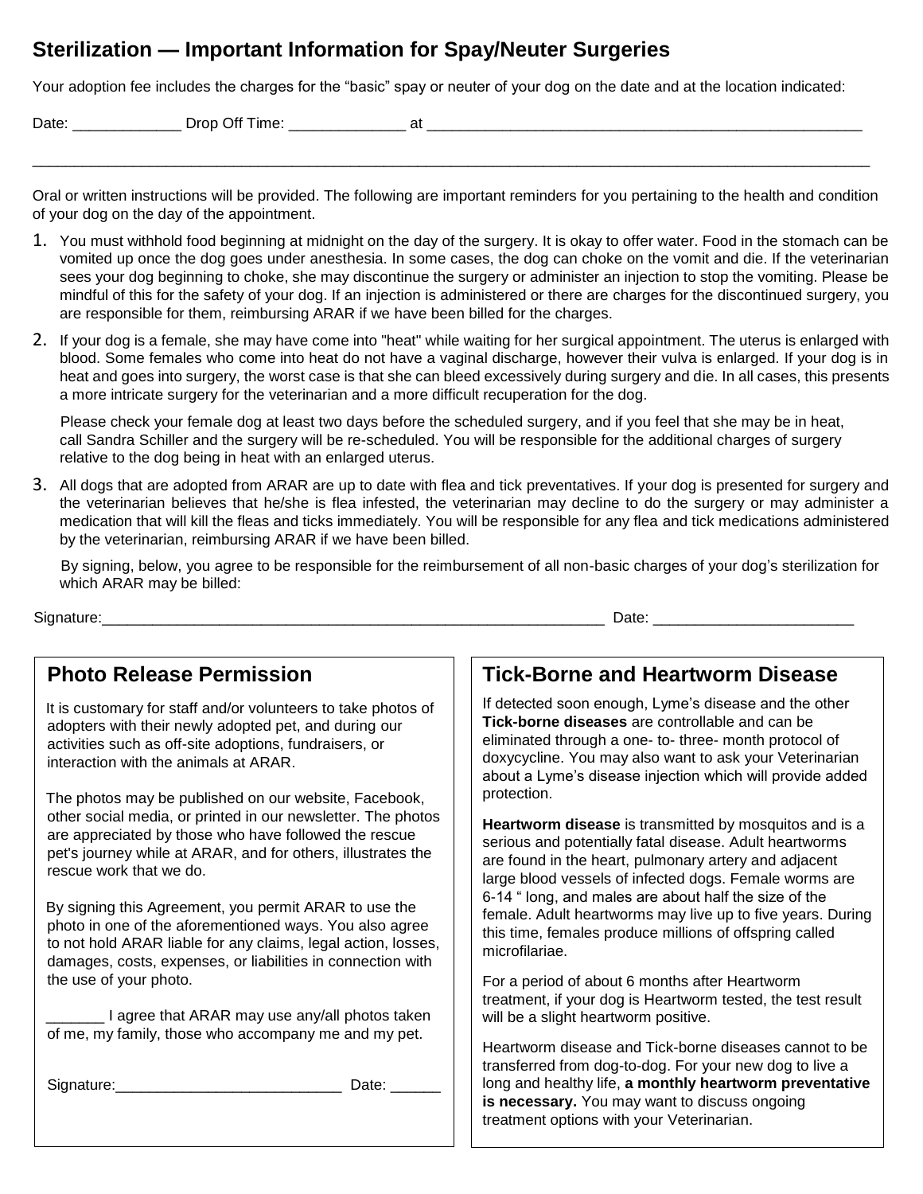## Sterilization — Important Information for Spay/Neuter Surgeries

Your adoption fee includes the charges for the “basic” spay or neuter of your dog on the date and at the location indicated:

Date: _____________ Drop Off Time: ______________ at ______________________________________________________

_____________________________________________________________________________________________________

Oral or written instructions will be provided. The following are important reminders for you pertaining to the health and condition of your dog on the day of the appointment.

1. You must withhold food beginning at midnight on the day of the surgery. It is okay to offer water. Food in the stomach can be vomited up once the dog goes under anesthesia. In some cases, the dog can choke on the vomit and die. If the veterinarian sees your dog beginning to choke, she may discontinue the surgery or administer an injection to stop the vomiting. Please be mindful of this for the safety of your dog. If an injection is administered or there are charges for the discontinued surgery, you are responsible for them, reimbursing ARAR if we have been billed for the charges.
2. If your dog is a female, she may have come into "heat" while waiting for her surgical appointment. The uterus is enlarged with blood. Some females who come into heat do not have a vaginal discharge, however their vulva is enlarged. If your dog is in heat and goes into surgery, the worst case is that she can bleed excessively during surgery and die. In all cases, this presents a more intricate surgery for the veterinarian and a more difficult recuperation for the dog.

   Please check your female dog at least two days before the scheduled surgery, and if you feel that she may be in heat, call Sandra Schiller and the surgery will be re-scheduled. You will be responsible for the additional charges of surgery relative to the dog being in heat with an enlarged uterus.
3. All dogs that are adopted from ARAR are up to date with flea and tick preventatives. If your dog is presented for surgery and the veterinarian believes that he/she is flea infested, the veterinarian may decline to do the surgery or may administer a medication that will kill the fleas and ticks immediately. You will be responsible for any flea and tick medications administered by the veterinarian, reimbursing ARAR if we have been billed.

   By signing, below, you agree to be responsible for the reimbursement of all non-basic charges of your dog’s sterilization for which ARAR may be billed:

Signature:_______________________________________________________________ Date: ________________________

## Photo Release Permission

It is customary for staff and/or volunteers to take photos of adopters with their newly adopted pet, and during our activities such as off-site adoptions, fundraisers, or interaction with the animals at ARAR.

The photos may be published on our website, Facebook, other social media, or printed in our newsletter. The photos are appreciated by those who have followed the rescue pet's journey while at ARAR, and for others, illustrates the rescue work that we do.

By signing this Agreement, you permit ARAR to use the photo in one of the aforementioned ways. You also agree to not hold ARAR liable for any claims, legal action, losses, damages, costs, expenses, or liabilities in connection with the use of your photo.

_______ I agree that ARAR may use any/all photos taken of me, my family, those who accompany me and my pet.

Signature:___________________________ Date: ______

## Tick-Borne and Heartworm Disease

If detected soon enough, Lyme’s disease and the other **Tick-borne diseases** are controllable and can be eliminated through a one- to- three- month protocol of doxycycline. You may also want to ask your Veterinarian about a Lyme’s disease injection which will provide added protection.

**Heartworm disease** is transmitted by mosquitos and is a serious and potentially fatal disease. Adult heartworms are found in the heart, pulmonary artery and adjacent large blood vessels of infected dogs. Female worms are 6-14 “ long, and males are about half the size of the female. Adult heartworms may live up to five years. During this time, females produce millions of offspring called microfilariae.

For a period of about 6 months after Heartworm treatment, if your dog is Heartworm tested, the test result will be a slight heartworm positive.

Heartworm disease and Tick-borne diseases cannot to be transferred from dog-to-dog. For your new dog to live a long and healthy life, **a monthly heartworm preventative is necessary.** You may want to discuss ongoing treatment options with your Veterinarian.